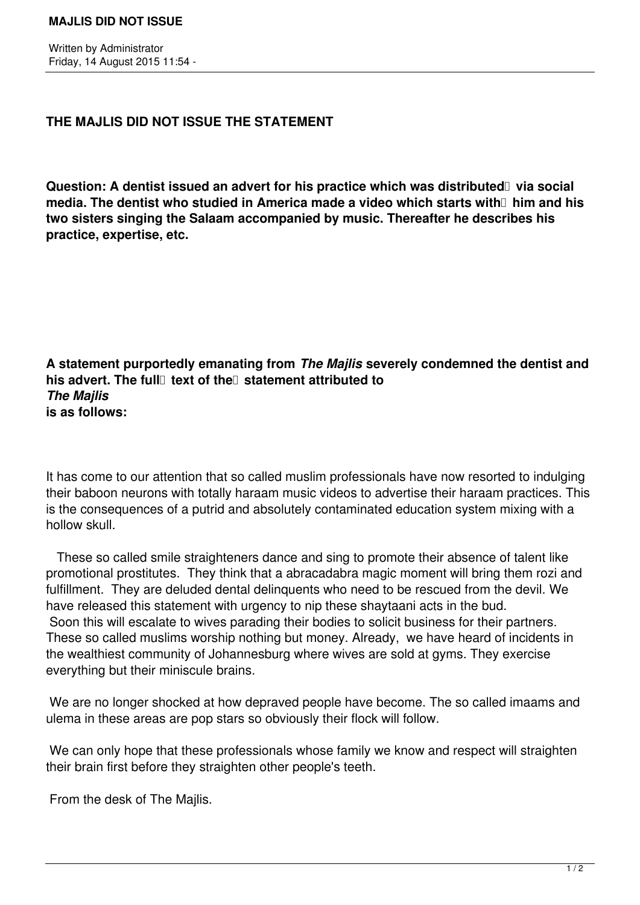# THE MAJLIS DID NOT ISSUE THE STATEMENT

**Question: A dentist issued an advert for his practice which was distributed via social media. The dentist who studied in America made a video which starts with him and his two sisters singing the Salaam accompanied by music. Thereafter he describes his practice, expertise, etc.**

**A statement purportedly emanating from *The Majlis* severely condemned the dentist and his advert. The full text of the statement attributed to *The Majlis* is as follows:**

It has come to our attention that so called muslim professionals have now resorted to indulging their baboon neurons with totally haraam music videos to advertise their haraam practices. This is the consequences of a putrid and absolutely contaminated education system mixing with a hollow skull.

These so called smile straighteners dance and sing to promote their absence of talent like promotional prostitutes. They think that a abracadabra magic moment will bring them rozi and fulfillment. They are deluded dental delinquents who need to be rescued from the devil. We have released this statement with urgency to nip these shaytaani acts in the bud. Soon this will escalate to wives parading their bodies to solicit business for their partners. These so called muslims worship nothing but money. Already, we have heard of incidents in the wealthiest community of Johannesburg where wives are sold at gyms. They exercise everything but their miniscule brains.

We are no longer shocked at how depraved people have become. The so called imaams and ulema in these areas are pop stars so obviously their flock will follow.

We can only hope that these professionals whose family we know and respect will straighten their brain first before they straighten other people's teeth.

From the desk of The Majlis.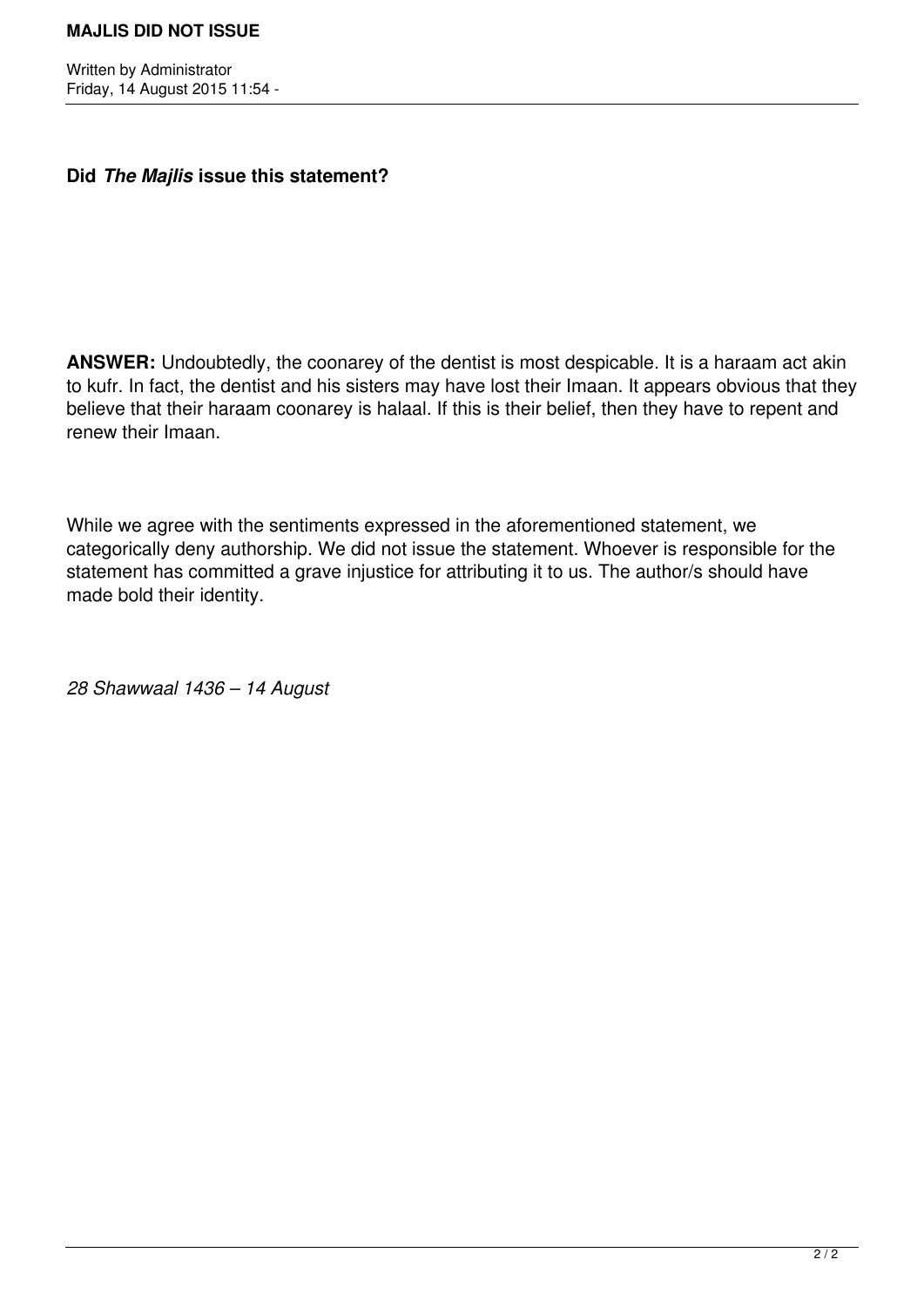**Did *The Majlis* issue this statement?**

**ANSWER:** Undoubtedly, the coonarey of the dentist is most despicable. It is a haraam act akin to kufr. In fact, the dentist and his sisters may have lost their Imaan. It appears obvious that they believe that their haraam coonarey is halaal. If this is their belief, then they have to repent and renew their Imaan.

While we agree with the sentiments expressed in the aforementioned statement, we categorically deny authorship. We did not issue the statement. Whoever is responsible for the statement has committed a grave injustice for attributing it to us. The author/s should have made bold their identity.

*28 Shawwaal 1436 – 14 August*